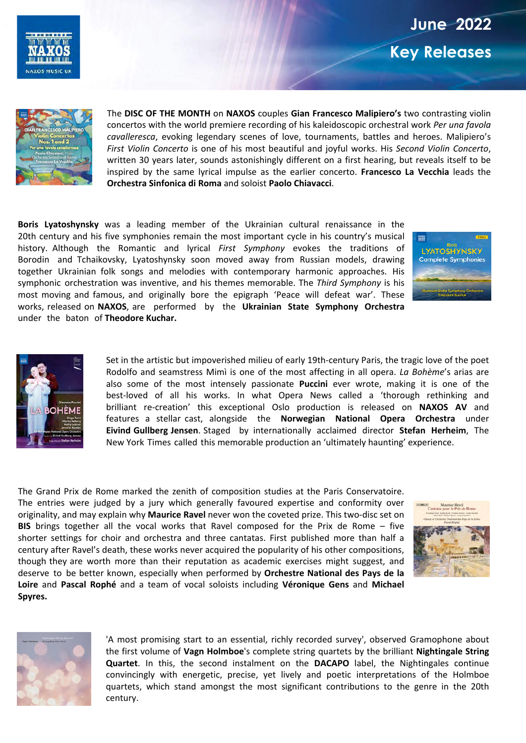# June 2022

## Key Releases

The **DISC OF THE MONTH** on **NAXOS** couples **Gian Francesco Malipiero's** two contrasting violin concertos with the world premiere recording of his kaleidoscopic orchestral work *Per una favola cavalleresca*, evoking legendary scenes of love, tournaments, battles and heroes. Malipiero's *First Violin Concerto* is one of his most beautiful and joyful works. His *Second Violin Concerto*, written 30 years later, sounds astonishingly different on a first hearing, but reveals itself to be inspired by the same lyrical impulse as the earlier concerto. **Francesco La Vecchia** leads the **Orchestra Sinfonica di Roma** and soloist **Paolo Chiavacci**.

**Boris Lyatoshynsky** was a leading member of the Ukrainian cultural renaissance in the 20th century and his five symphonies remain the most important cycle in his country's musical history. Although the Romantic and lyrical *First Symphony* evokes the traditions of Borodin and Tchaikovsky, Lyatoshynsky soon moved away from Russian models, drawing together Ukrainian folk songs and melodies with contemporary harmonic approaches. His symphonic orchestration was inventive, and his themes memorable. The *Third Symphony* is his most moving and famous, and originally bore the epigraph 'Peace will defeat war'. These works, released on **NAXOS**, are performed by the **Ukrainian State Symphony Orchestra** under the baton of **Theodore Kuchar.**

Set in the artistic but impoverished milieu of early 19th-century Paris, the tragic love of the poet Rodolfo and seamstress Mimì is one of the most affecting in all opera. *La Bohème*'s arias are also some of the most intensely passionate **Puccini** ever wrote, making it is one of the best-loved of all his works. In what Opera News called a 'thorough rethinking and brilliant re-creation' this exceptional Oslo production is released on **NAXOS AV** and features a stellar cast, alongside the **Norwegian National Opera Orchestra** under **Eivind Gullberg Jensen**. Staged by internationally acclaimed director **Stefan Herheim**, The New York Times called this memorable production an 'ultimately haunting' experience.

The Grand Prix de Rome marked the zenith of composition studies at the Paris Conservatoire. The entries were judged by a jury which generally favoured expertise and conformity over originality, and may explain why **Maurice Ravel** never won the coveted prize. This two-disc set on **BIS** brings together all the vocal works that Ravel composed for the Prix de Rome – five shorter settings for choir and orchestra and three cantatas. First published more than half a century after Ravel's death, these works never acquired the popularity of his other compositions, though they are worth more than their reputation as academic exercises might suggest, and deserve to be better known, especially when performed by **Orchestre National des Pays de la Loire** and **Pascal Rophé** and a team of vocal soloists including **Véronique Gens** and **Michael Spyres.**

'A most promising start to an essential, richly recorded survey', observed Gramophone about the first volume of **Vagn Holmboe**'s complete string quartets by the brilliant **Nightingale String Quartet**. In this, the second instalment on the **DACAPO** label, the Nightingales continue convincingly with energetic, precise, yet lively and poetic interpretations of the Holmboe quartets, which stand amongst the most significant contributions to the genre in the 20th century.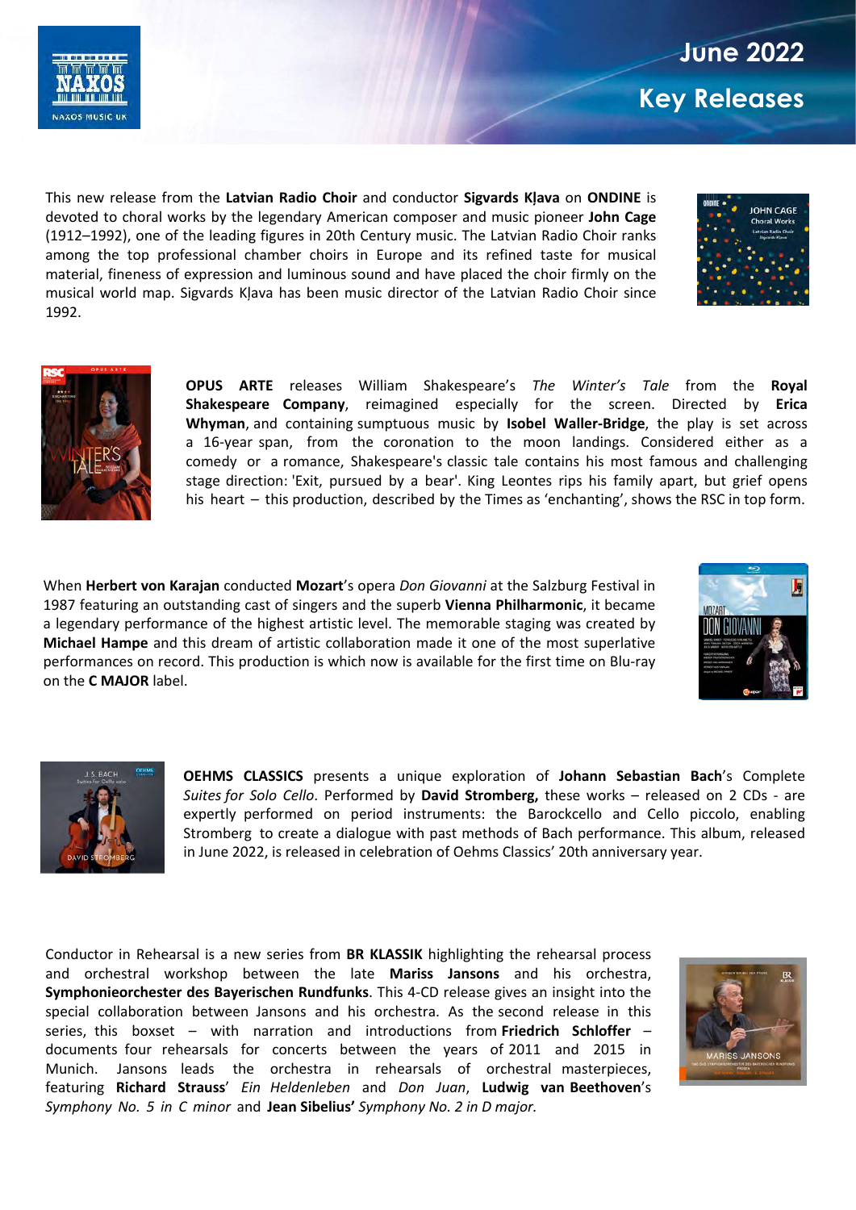# June 2022 Key Releases

This new release from the **Latvian Radio Choir** and conductor **Sigvards Kļava** on **ONDINE** is devoted to choral works by the legendary American composer and music pioneer **John Cage** (1912–1992), one of the leading figures in 20th Century music. The Latvian Radio Choir ranks among the top professional chamber choirs in Europe and its refined taste for musical material, fineness of expression and luminous sound and have placed the choir firmly on the musical world map. Sigvards Kļava has been music director of the Latvian Radio Choir since 1992.

**OPUS ARTE** releases William Shakespeare's *The Winter's Tale* from the **Royal Shakespeare Company**, reimagined especially for the screen. Directed by **Erica Whyman**, and containing sumptuous music by **Isobel Waller-Bridge**, the play is set across a 16-year span, from the coronation to the moon landings. Considered either as a comedy or a romance, Shakespeare's classic tale contains his most famous and challenging stage direction: 'Exit, pursued by a bear'. King Leontes rips his family apart, but grief opens his heart – this production, described by the Times as 'enchanting', shows the RSC in top form.

When **Herbert von Karajan** conducted **Mozart**'s opera *Don Giovanni* at the Salzburg Festival in 1987 featuring an outstanding cast of singers and the superb **Vienna Philharmonic**, it became a legendary performance of the highest artistic level. The memorable staging was created by **Michael Hampe** and this dream of artistic collaboration made it one of the most superlative performances on record. This production is which now is available for the first time on Blu-ray on the **C MAJOR** label.

**OEHMS CLASSICS** presents a unique exploration of **Johann Sebastian Bach**'s Complete *Suites for Solo Cello*. Performed by **David Stromberg,** these works – released on 2 CDs - are expertly performed on period instruments: the Barockcello and Cello piccolo, enabling Stromberg to create a dialogue with past methods of Bach performance. This album, released in June 2022, is released in celebration of Oehms Classics' 20th anniversary year.

Conductor in Rehearsal is a new series from **BR KLASSIK** highlighting the rehearsal process and orchestral workshop between the late **Mariss Jansons** and his orchestra, **Symphonieorchester des Bayerischen Rundfunks**. This 4-CD release gives an insight into the special collaboration between Jansons and his orchestra. As the second release in this series, this boxset – with narration and introductions from **Friedrich Schloffer** – documents four rehearsals for concerts between the years of 2011 and 2015 in Munich. Jansons leads the orchestra in rehearsals of orchestral masterpieces, featuring **Richard Strauss**' *Ein Heldenleben* and *Don Juan*, **Ludwig van Beethoven**'s *Symphony No. 5 in C minor* and **Jean Sibelius'** *Symphony No. 2 in D major.*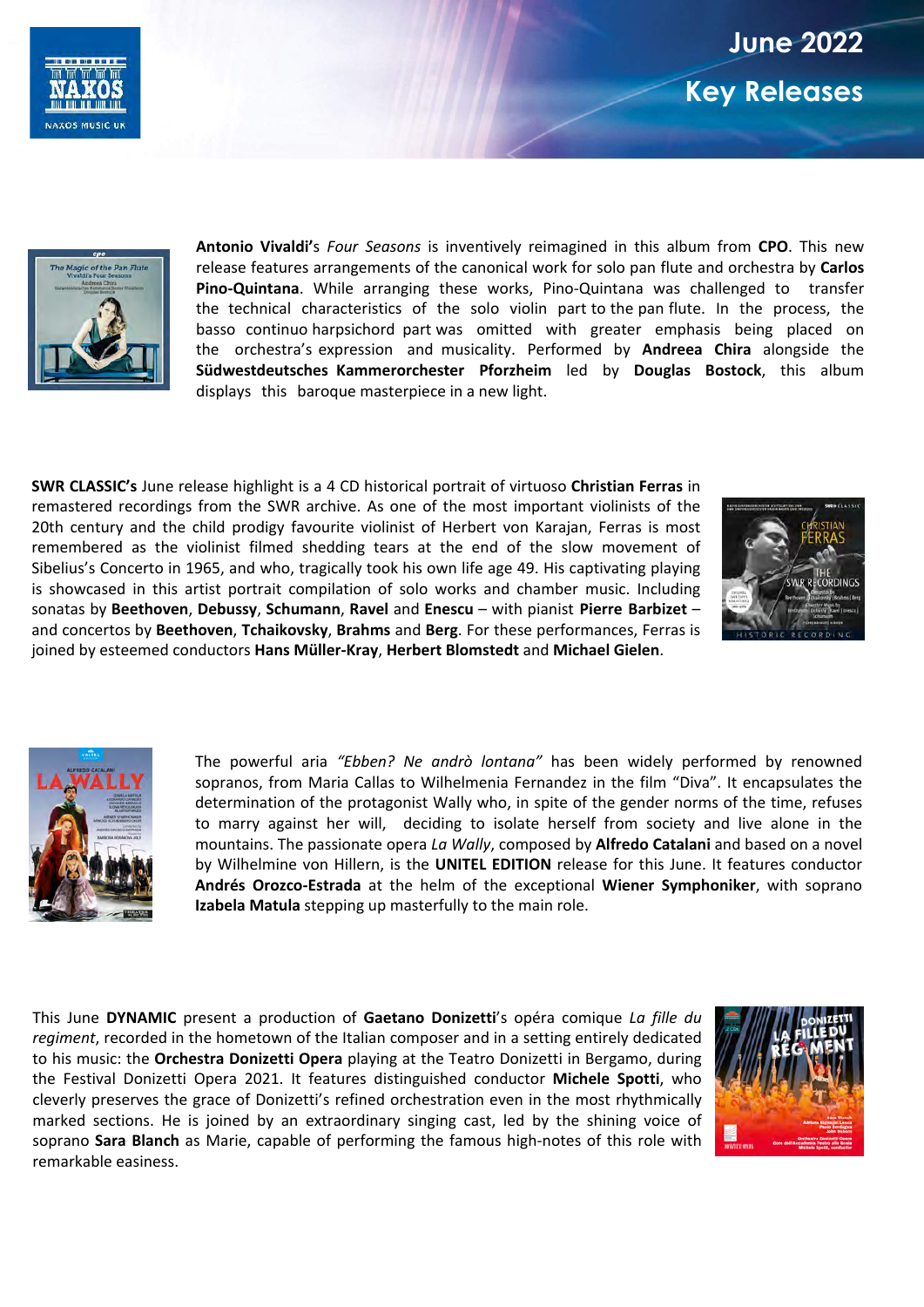**Antonio Vivaldi**'s *Four Seasons* is inventively reimagined in this album from **CPO**. This new release features arrangements of the canonical work for solo pan flute and orchestra by **Carlos Pino-Quintana**. While arranging these works, Pino-Quintana was challenged to transfer the technical characteristics of the solo violin part to the pan flute. In the process, the basso continuo harpsichord part was omitted with greater emphasis being placed on the orchestra's expression and musicality. Performed by **Andreea Chira** alongside the **Südwestdeutsches Kammerorchester Pforzheim** led by **Douglas Bostock**, this album displays this baroque masterpiece in a new light.

**SWR CLASSIC's** June release highlight is a 4 CD historical portrait of virtuoso **Christian Ferras** in remastered recordings from the SWR archive. As one of the most important violinists of the 20th century and the child prodigy favourite violinist of Herbert von Karajan, Ferras is most remembered as the violinist filmed shedding tears at the end of the slow movement of Sibelius's Concerto in 1965, and who, tragically took his own life age 49. His captivating playing is showcased in this artist portrait compilation of solo works and chamber music. Including sonatas by **Beethoven**, **Debussy**, **Schumann**, **Ravel** and **Enescu** – with pianist **Pierre Barbizet** – and concertos by **Beethoven**, **Tchaikovsky**, **Brahms** and **Berg**. For these performances, Ferras is joined by esteemed conductors **Hans Müller-Kray**, **Herbert Blomstedt** and **Michael Gielen**.

The powerful aria *"Ebben? Ne andrò lontana"* has been widely performed by renowned sopranos, from Maria Callas to Wilhelmenia Fernandez in the film "Diva". It encapsulates the determination of the protagonist Wally who, in spite of the gender norms of the time, refuses to marry against her will, deciding to isolate herself from society and live alone in the mountains. The passionate opera *La Wally*, composed by **Alfredo Catalani** and based on a novel by Wilhelmine von Hillern, is the **UNITEL EDITION** release for this June. It features conductor **Andrés Orozco-Estrada** at the helm of the exceptional **Wiener Symphoniker**, with soprano **Izabela Matula** stepping up masterfully to the main role.

This June **DYNAMIC** present a production of **Gaetano Donizetti**'s opéra comique *La fille du regiment*, recorded in the hometown of the Italian composer and in a setting entirely dedicated to his music: the **Orchestra Donizetti Opera** playing at the Teatro Donizetti in Bergamo, during the Festival Donizetti Opera 2021. It features distinguished conductor **Michele Spotti**, who cleverly preserves the grace of Donizetti's refined orchestration even in the most rhythmically marked sections. He is joined by an extraordinary singing cast, led by the shining voice of soprano **Sara Blanch** as Marie, capable of performing the famous high-notes of this role with remarkable easiness.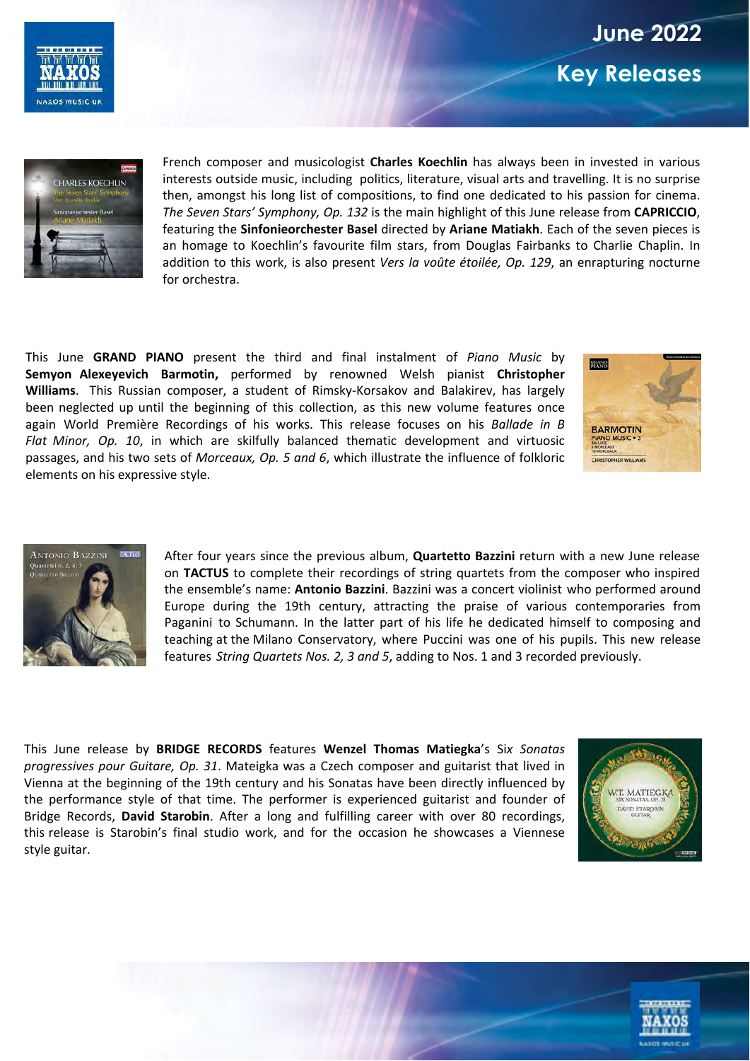# June 2022

## Key Releases

French composer and musicologist **Charles Koechlin** has always been in invested in various interests outside music, including politics, literature, visual arts and travelling. It is no surprise then, amongst his long list of compositions, to find one dedicated to his passion for cinema. *The Seven Stars' Symphony, Op. 132* is the main highlight of this June release from **CAPRICCIO**, featuring the **Sinfonieorchester Basel** directed by **Ariane Matiakh**. Each of the seven pieces is an homage to Koechlin's favourite film stars, from Douglas Fairbanks to Charlie Chaplin. In addition to this work, is also present *Vers la voûte étoilée, Op. 129*, an enrapturing nocturne for orchestra.

This June **GRAND PIANO** present the third and final instalment of *Piano Music* by **Semyon Alexeyevich Barmotin,** performed by renowned Welsh pianist **Christopher Williams**. This Russian composer, a student of Rimsky-Korsakov and Balakirev, has largely been neglected up until the beginning of this collection, as this new volume features once again World Première Recordings of his works. This release focuses on his *Ballade in B Flat Minor, Op. 10*, in which are skilfully balanced thematic development and virtuosic passages, and his two sets of *Morceaux, Op. 5 and 6*, which illustrate the influence of folkloric elements on his expressive style.

After four years since the previous album, **Quartetto Bazzini** return with a new June release on **TACTUS** to complete their recordings of string quartets from the composer who inspired the ensemble's name: **Antonio Bazzini**. Bazzini was a concert violinist who performed around Europe during the 19th century, attracting the praise of various contemporaries from Paganini to Schumann. In the latter part of his life he dedicated himself to composing and teaching at the Milano Conservatory, where Puccini was one of his pupils. This new release features *String Quartets Nos. 2, 3 and 5*, adding to Nos. 1 and 3 recorded previously.

This June release by **BRIDGE RECORDS** features **Wenzel Thomas Matiegka**'s Si*x Sonatas progressives pour Guitare, Op. 31*. Mateigka was a Czech composer and guitarist that lived in Vienna at the beginning of the 19th century and his Sonatas have been directly influenced by the performance style of that time. The performer is experienced guitarist and founder of Bridge Records, **David Starobin**. After a long and fulfilling career with over 80 recordings, this release is Starobin's final studio work, and for the occasion he showcases a Viennese style guitar.